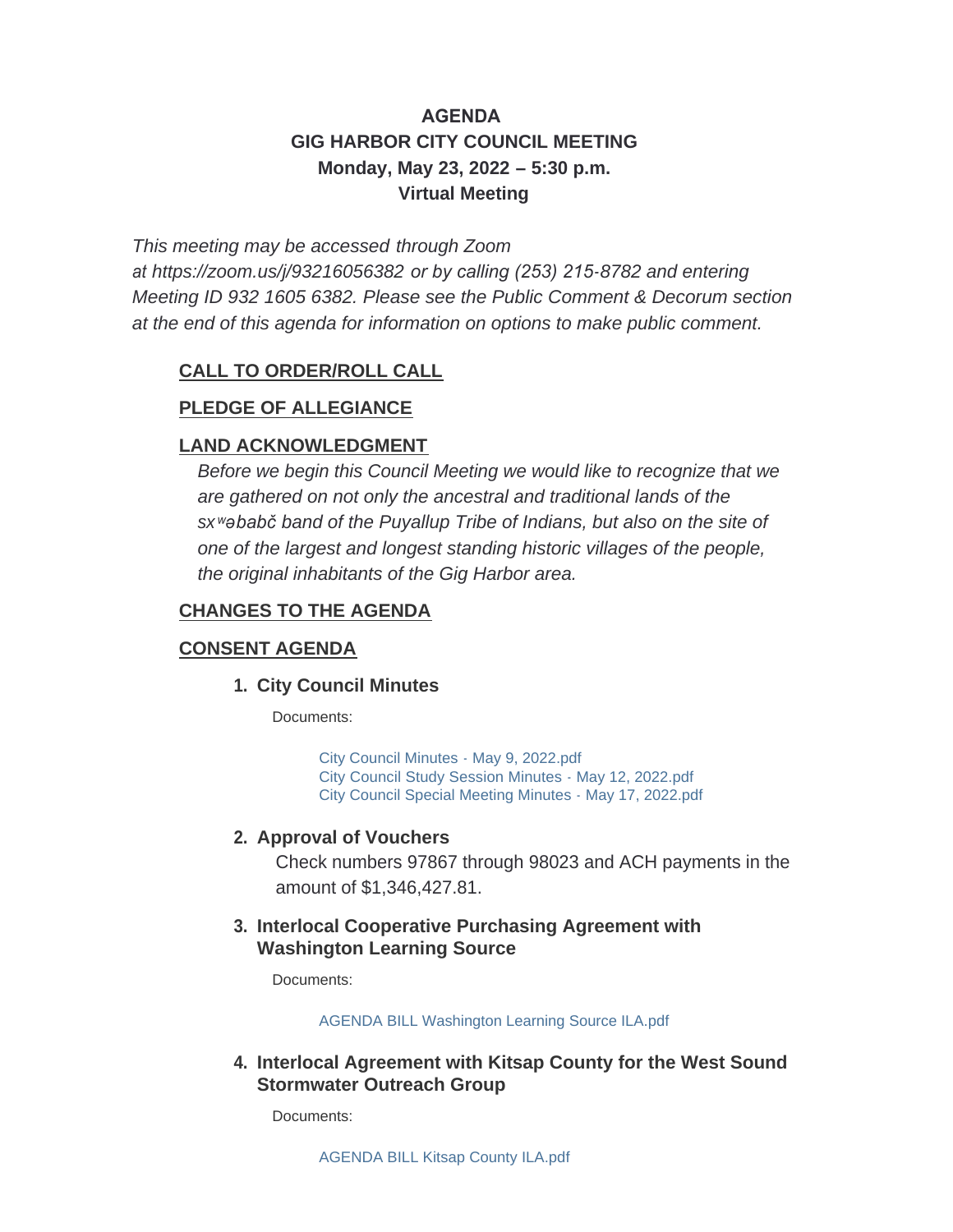# AGENDA
# GIG HARBOR CITY COUNCIL MEETING
## Monday, May 23, 2022 – 5:30 p.m.
## Virtual Meeting

*This meeting may be accessed through Zoom at https://zoom.us/j/93216056382 or by calling (253) 215-8782 and entering Meeting ID 932 1605 6382. Please see the Public Comment & Decorum section at the end of this agenda for information on options to make public comment.*

## CALL TO ORDER/ROLL CALL

## PLEDGE OF ALLEGIANCE

## LAND ACKNOWLEDGMENT

*Before we begin this Council Meeting we would like to recognize that we are gathered on not only the ancestral and traditional lands of the sxʷəbabč band of the Puyallup Tribe of Indians, but also on the site of one of the largest and longest standing historic villages of the people, the original inhabitants of the Gig Harbor area.*

## CHANGES TO THE AGENDA

## CONSENT AGENDA

1. **City Council Minutes**

   Documents:

   City Council Minutes - May 9, 2022.pdf
   City Council Study Session Minutes - May 12, 2022.pdf
   City Council Special Meeting Minutes - May 17, 2022.pdf

2. **Approval of Vouchers**

   Check numbers 97867 through 98023 and ACH payments in the amount of $1,346,427.81.

3. **Interlocal Cooperative Purchasing Agreement with Washington Learning Source**

   Documents:

   AGENDA BILL Washington Learning Source ILA.pdf

4. **Interlocal Agreement with Kitsap County for the West Sound Stormwater Outreach Group**

   Documents:

   AGENDA BILL Kitsap County ILA.pdf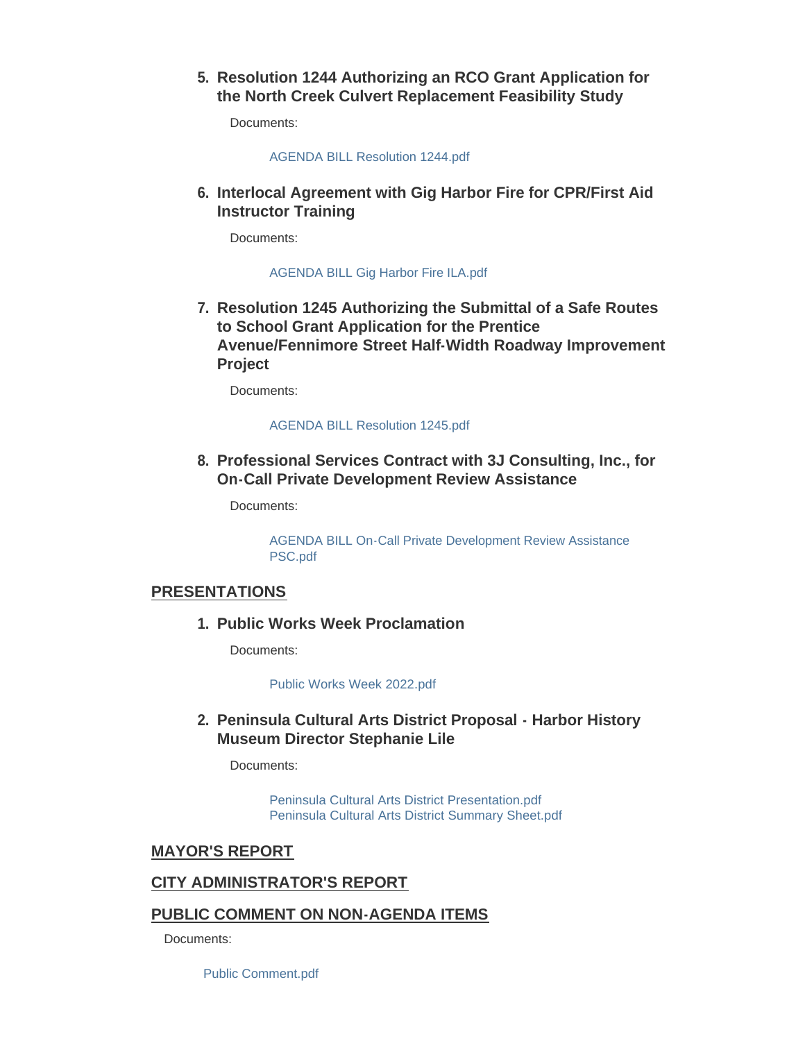5. **Resolution 1244 Authorizing an RCO Grant Application for the North Creek Culvert Replacement Feasibility Study**

   Documents:

   AGENDA BILL Resolution 1244.pdf

6. **Interlocal Agreement with Gig Harbor Fire for CPR/First Aid Instructor Training**

   Documents:

   AGENDA BILL Gig Harbor Fire ILA.pdf

7. **Resolution 1245 Authorizing the Submittal of a Safe Routes to School Grant Application for the Prentice Avenue/Fennimore Street Half-Width Roadway Improvement Project**

   Documents:

   AGENDA BILL Resolution 1245.pdf

8. **Professional Services Contract with 3J Consulting, Inc., for On-Call Private Development Review Assistance**

   Documents:

   AGENDA BILL On-Call Private Development Review Assistance PSC.pdf

## PRESENTATIONS

1. **Public Works Week Proclamation**

   Documents:

   Public Works Week 2022.pdf

2. **Peninsula Cultural Arts District Proposal - Harbor History Museum Director Stephanie Lile**

   Documents:

   Peninsula Cultural Arts District Presentation.pdf
   Peninsula Cultural Arts District Summary Sheet.pdf

## MAYOR'S REPORT

## CITY ADMINISTRATOR'S REPORT

## PUBLIC COMMENT ON NON-AGENDA ITEMS

Documents:

Public Comment.pdf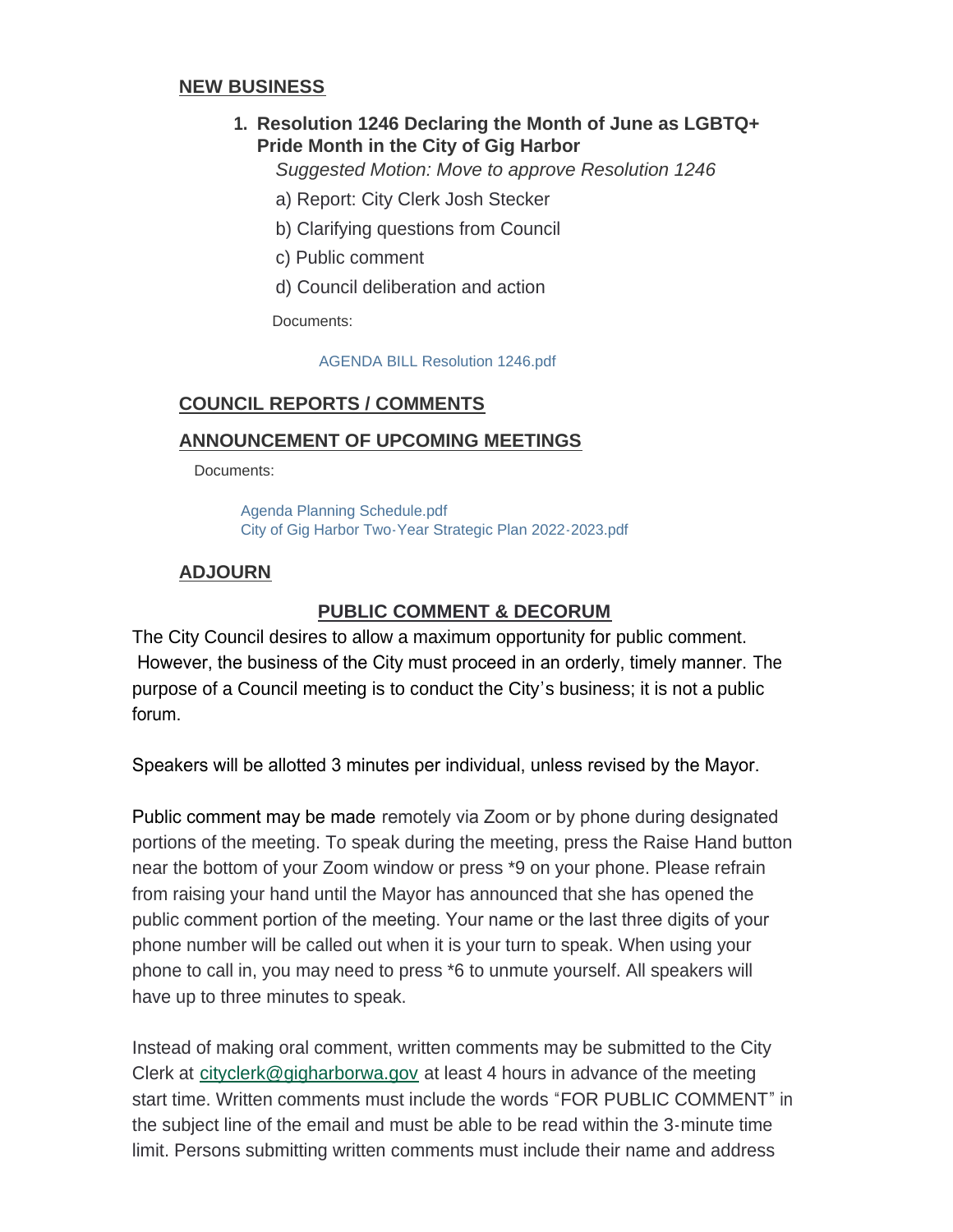## NEW BUSINESS

1. **Resolution 1246 Declaring the Month of June as LGBTQ+ Pride Month in the City of Gig Harbor**

   *Suggested Motion: Move to approve Resolution 1246*

   a) Report: City Clerk Josh Stecker

   b) Clarifying questions from Council

   c) Public comment

   d) Council deliberation and action

   Documents:

   AGENDA BILL Resolution 1246.pdf

## COUNCIL REPORTS / COMMENTS

## ANNOUNCEMENT OF UPCOMING MEETINGS

Documents:

Agenda Planning Schedule.pdf
City of Gig Harbor Two-Year Strategic Plan 2022-2023.pdf

## ADJOURN

## PUBLIC COMMENT & DECORUM

The City Council desires to allow a maximum opportunity for public comment. However, the business of the City must proceed in an orderly, timely manner. The purpose of a Council meeting is to conduct the City's business; it is not a public forum.

Speakers will be allotted 3 minutes per individual, unless revised by the Mayor.

Public comment may be made remotely via Zoom or by phone during designated portions of the meeting. To speak during the meeting, press the Raise Hand button near the bottom of your Zoom window or press *9 on your phone. Please refrain from raising your hand until the Mayor has announced that she has opened the public comment portion of the meeting. Your name or the last three digits of your phone number will be called out when it is your turn to speak. When using your phone to call in, you may need to press *6 to unmute yourself. All speakers will have up to three minutes to speak.

Instead of making oral comment, written comments may be submitted to the City Clerk at cityclerk@gigharborwa.gov at least 4 hours in advance of the meeting start time. Written comments must include the words "FOR PUBLIC COMMENT" in the subject line of the email and must be able to be read within the 3-minute time limit. Persons submitting written comments must include their name and address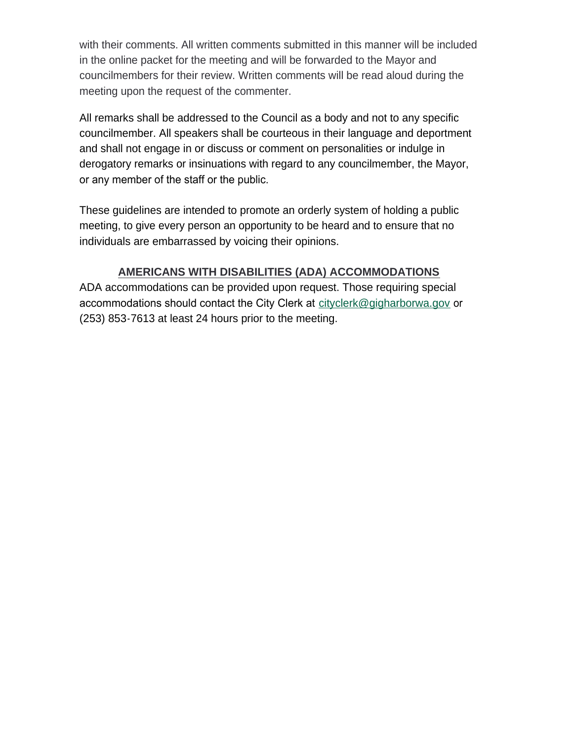with their comments. All written comments submitted in this manner will be included in the online packet for the meeting and will be forwarded to the Mayor and councilmembers for their review. Written comments will be read aloud during the meeting upon the request of the commenter.

All remarks shall be addressed to the Council as a body and not to any specific councilmember. All speakers shall be courteous in their language and deportment and shall not engage in or discuss or comment on personalities or indulge in derogatory remarks or insinuations with regard to any councilmember, the Mayor, or any member of the staff or the public.

These guidelines are intended to promote an orderly system of holding a public meeting, to give every person an opportunity to be heard and to ensure that no individuals are embarrassed by voicing their opinions.

## AMERICANS WITH DISABILITIES (ADA) ACCOMMODATIONS

ADA accommodations can be provided upon request. Those requiring special accommodations should contact the City Clerk at cityclerk@gigharborwa.gov or (253) 853-7613 at least 24 hours prior to the meeting.